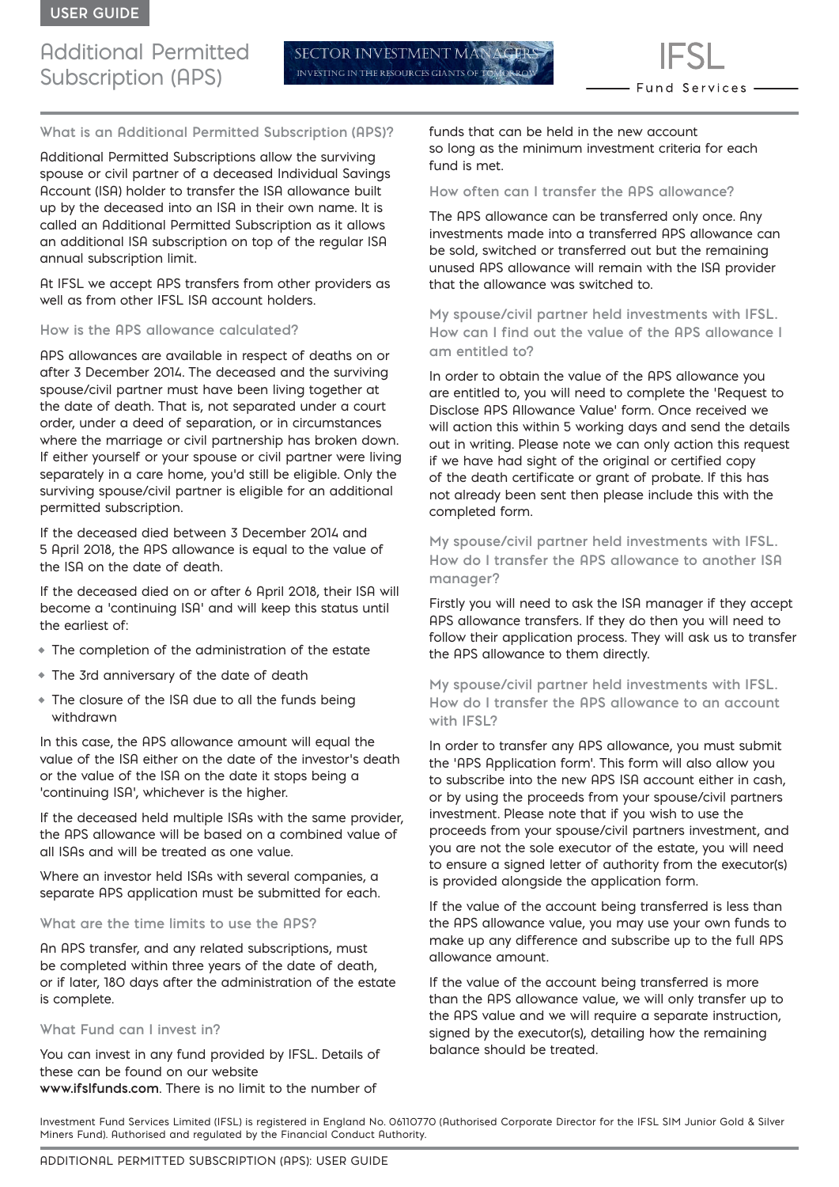USER GUIDE

# Additional Permitted Subscription (APS)

SECTOR INVESTMENT MANAGERS
INVESTING IN THE RESOURCES GIANTS OF TOMORROW

IFSL Fund Services

### What is an Additional Permitted Subscription (APS)?

Additional Permitted Subscriptions allow the surviving spouse or civil partner of a deceased Individual Savings Account (ISA) holder to transfer the ISA allowance built up by the deceased into an ISA in their own name. It is called an Additional Permitted Subscription as it allows an additional ISA subscription on top of the regular ISA annual subscription limit.

At IFSL we accept APS transfers from other providers as well as from other IFSL ISA account holders.

### How is the APS allowance calculated?

APS allowances are available in respect of deaths on or after 3 December 2014. The deceased and the surviving spouse/civil partner must have been living together at the date of death. That is, not separated under a court order, under a deed of separation, or in circumstances where the marriage or civil partnership has broken down. If either yourself or your spouse or civil partner were living separately in a care home, you'd still be eligible. Only the surviving spouse/civil partner is eligible for an additional permitted subscription.

If the deceased died between 3 December 2014 and 5 April 2018, the APS allowance is equal to the value of the ISA on the date of death.

If the deceased died on or after 6 April 2018, their ISA will become a 'continuing ISA' and will keep this status until the earliest of:

- The completion of the administration of the estate
- The 3rd anniversary of the date of death
- The closure of the ISA due to all the funds being withdrawn

In this case, the APS allowance amount will equal the value of the ISA either on the date of the investor's death or the value of the ISA on the date it stops being a 'continuing ISA', whichever is the higher.

If the deceased held multiple ISAs with the same provider, the APS allowance will be based on a combined value of all ISAs and will be treated as one value.

Where an investor held ISAs with several companies, a separate APS application must be submitted for each.

### What are the time limits to use the APS?

An APS transfer, and any related subscriptions, must be completed within three years of the date of death, or if later, 180 days after the administration of the estate is complete.

### What Fund can I invest in?

You can invest in any fund provided by IFSL. Details of these can be found on our website **www.ifslfunds.com**. There is no limit to the number of funds that can be held in the new account so long as the minimum investment criteria for each fund is met.

### How often can I transfer the APS allowance?

The APS allowance can be transferred only once. Any investments made into a transferred APS allowance can be sold, switched or transferred out but the remaining unused APS allowance will remain with the ISA provider that the allowance was switched to.

### My spouse/civil partner held investments with IFSL. How can I find out the value of the APS allowance I am entitled to?

In order to obtain the value of the APS allowance you are entitled to, you will need to complete the 'Request to Disclose APS Allowance Value' form. Once received we will action this within 5 working days and send the details out in writing. Please note we can only action this request if we have had sight of the original or certified copy of the death certificate or grant of probate. If this has not already been sent then please include this with the completed form.

### My spouse/civil partner held investments with IFSL. How do I transfer the APS allowance to another ISA manager?

Firstly you will need to ask the ISA manager if they accept APS allowance transfers. If they do then you will need to follow their application process. They will ask us to transfer the APS allowance to them directly.

### My spouse/civil partner held investments with IFSL. How do I transfer the APS allowance to an account with IFSL?

In order to transfer any APS allowance, you must submit the 'APS Application form'. This form will also allow you to subscribe into the new APS ISA account either in cash, or by using the proceeds from your spouse/civil partners investment. Please note that if you wish to use the proceeds from your spouse/civil partners investment, and you are not the sole executor of the estate, you will need to ensure a signed letter of authority from the executor(s) is provided alongside the application form.

If the value of the account being transferred is less than the APS allowance value, you may use your own funds to make up any difference and subscribe up to the full APS allowance amount.

If the value of the account being transferred is more than the APS allowance value, we will only transfer up to the APS value and we will require a separate instruction, signed by the executor(s), detailing how the remaining balance should be treated.

Investment Fund Services Limited (IFSL) is registered in England No. 06110770 (Authorised Corporate Director for the IFSL SIM Junior Gold & Silver Miners Fund). Authorised and regulated by the Financial Conduct Authority.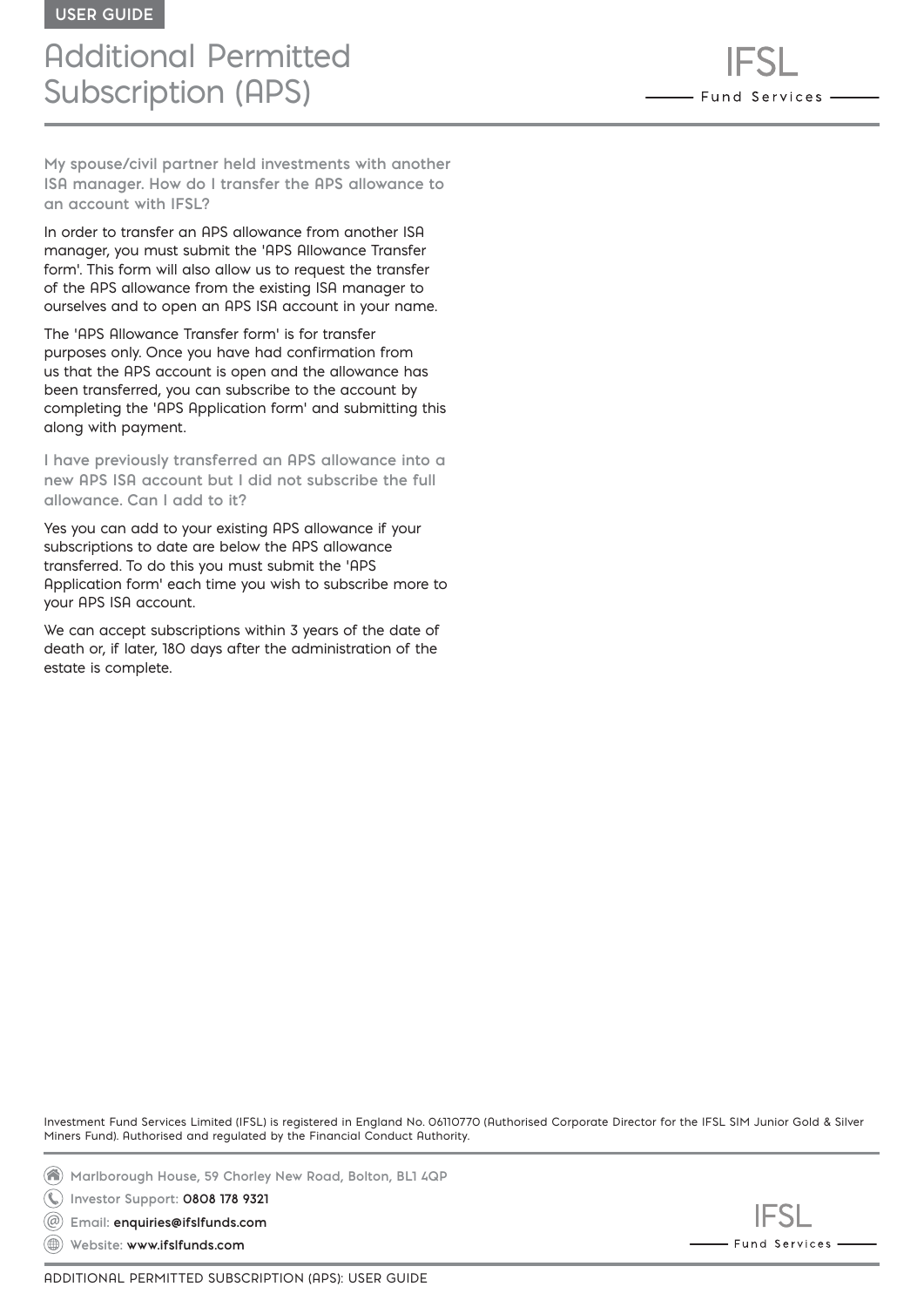### My spouse/civil partner held investments with another ISA manager. How do I transfer the APS allowance to an account with IFSL?

In order to transfer an APS allowance from another ISA manager, you must submit the 'APS Allowance Transfer form'. This form will also allow us to request the transfer of the APS allowance from the existing ISA manager to ourselves and to open an APS ISA account in your name.

The 'APS Allowance Transfer form' is for transfer purposes only. Once you have had confirmation from us that the APS account is open and the allowance has been transferred, you can subscribe to the account by completing the 'APS Application form' and submitting this along with payment.

### I have previously transferred an APS allowance into a new APS ISA account but I did not subscribe the full allowance. Can I add to it?

Yes you can add to your existing APS allowance if your subscriptions to date are below the APS allowance transferred. To do this you must submit the 'APS Application form' each time you wish to subscribe more to your APS ISA account.

We can accept subscriptions within 3 years of the date of death or, if later, 180 days after the administration of the estate is complete.

Investment Fund Services Limited (IFSL) is registered in England No. 06110770 (Authorised Corporate Director for the IFSL SIM Junior Gold & Silver Miners Fund). Authorised and regulated by the Financial Conduct Authority.

Marlborough House, 59 Chorley New Road, Bolton, BL1 4QP

Investor Support: 0808 178 9321

Email: enquiries@ifslfunds.com

Website: www.ifslfunds.com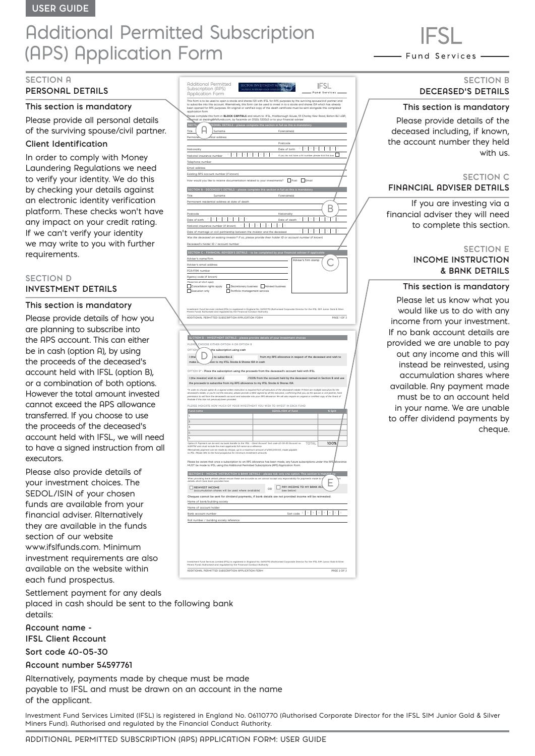USER GUIDE

# Additional Permitted Subscription (APS) Application Form

IFSL Fund Services

## SECTION A
### PERSONAL DETAILS

**This section is mandatory**

Please provide all personal details of the surviving spouse/civil partner.

**Client Identification**

In order to comply with Money Laundering Regulations we need to verify your identity. We do this by checking your details against an electronic identity verification platform. These checks won't have any impact on your credit rating. If we can't verify your identity we may write to you with further requirements.

## SECTION D
### INVESTMENT DETAILS

**This section is mandatory**

Please provide details of how you are planning to subscribe into the APS account. This can either be in cash (option A), by using the proceeds of the deceased's account held with IFSL (option B), or a combination of both options. However the total amount invested cannot exceed the APS allowance transferred. If you choose to use the proceeds of the deceased's account held with IFSL, we will need to have a signed instruction from all executors.

Please also provide details of your investment choices. The SEDOL/ISIN of your chosen funds are available from your financial adviser. Alternatively they are available in the funds section of our website www.ifslfunds.com. Minimum investment requirements are also available on the website within each fund prospectus.

Settlement payment for any deals placed in cash should be sent to the following bank details:

**Account name - IFSL Client Account**

**Sort code 40-05-30**

**Account number 54597761**

Alternatively, payments made by cheque must be made payable to IFSL and must be drawn on an account in the name of the applicant.

## SECTION B
### DECEASED'S DETAILS

**This section is mandatory**

Please provide details of the deceased including, if known, the account number they held with us.

## SECTION C
### FINANCIAL ADVISER DETAILS

If you are investing via a financial adviser they will need to complete this section.

## SECTION E
### INCOME INSTRUCTION & BANK DETAILS

**This section is mandatory**

Please let us know what you would like us to do with any income from your investment. If no bank account details are provided we are unable to pay out any income and this will instead be reinvested, using accumulation shares where available. Any payment made must be to an account held in your name. We are unable to offer dividend payments by cheque.

Investment Fund Services Limited (IFSL) is registered in England No. 06110770 (Authorised Corporate Director for the IFSL SIM Junior Gold & Silver Miners Fund). Authorised and regulated by the Financial Conduct Authority.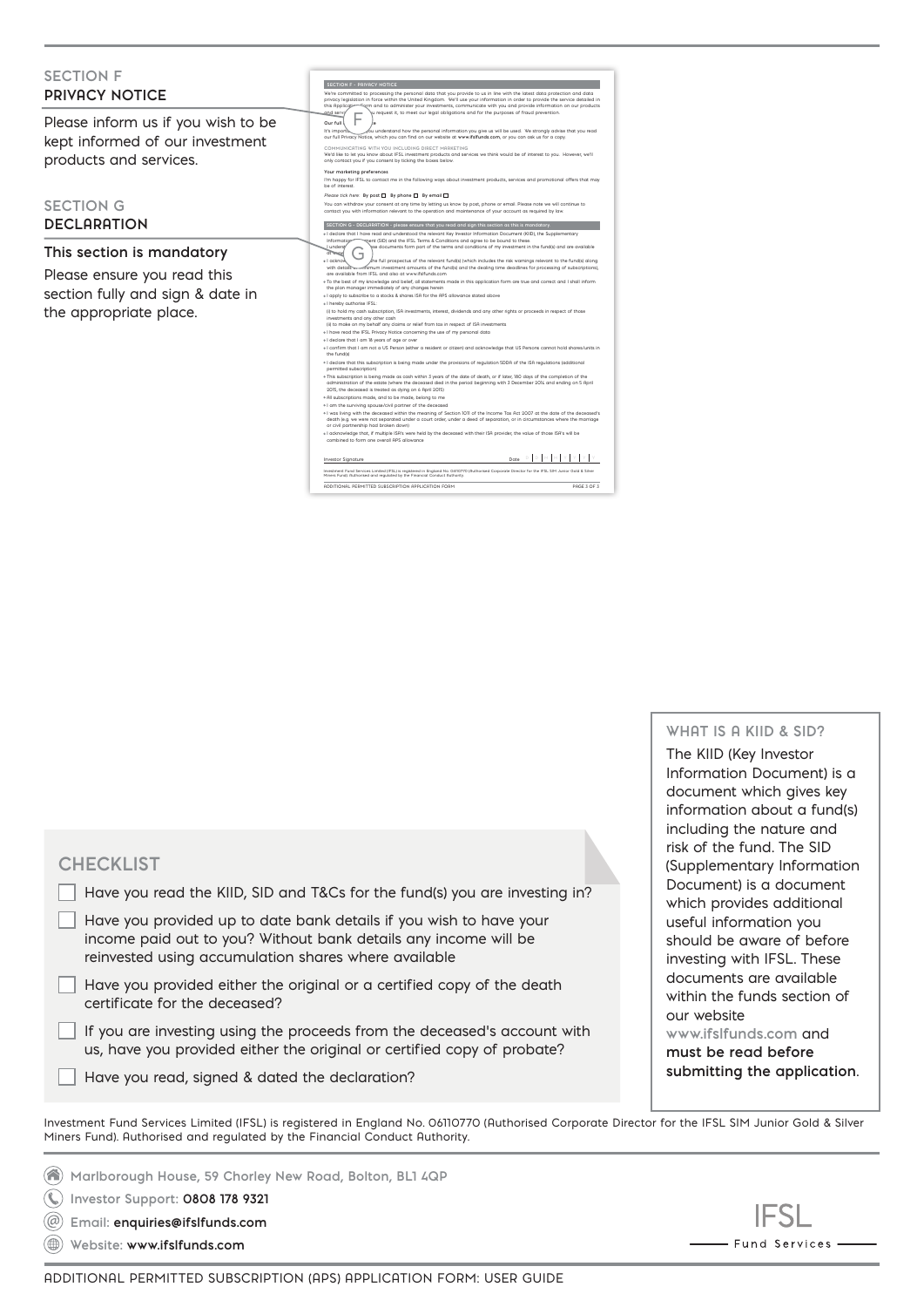## SECTION F
## PRIVACY NOTICE

Please inform us if you wish to be kept informed of our investment products and services.

## SECTION G
## DECLARATION

**This section is mandatory**

Please ensure you read this section fully and sign & date in the appropriate place.

SECTION F - PRIVACY NOTICE

We're committed to processing the personal data that you provide to us in line with the latest data protection and data privacy legislation in force within the United Kingdom. We'll use your information in order to provide the service detailed in this Application Form and to administer your investments, communicate with you and provide information on our products and services you request it, to meet our legal obligations and for the purposes of fraud prevention.

**Our full Privacy Notice**

It's important you understand how the personal information you give us will be used. We strongly advise that you read our full Privacy Notice, which you can find on our website at www.ifslfunds.com, or you can ask us for a copy.

COMMUNICATING WITH YOU INCLUDING DIRECT MARKETING

We'd like to let you know about IFSL investment products and services we think would be of interest to you. However, we'll only contact you if you consent by ticking the boxes below.

**Your marketing preferences**

I'm happy for IFSL to contact me in the following ways about investment products, services and promotional offers that may be of interest.

*Please tick here:* By post ☐ By phone ☐ By email ☐

You can withdraw your consent at any time by letting us know by post, phone or email. Please note we will continue to contact you with information relevant to the operation and maintenance of your account as required by law.

SECTION G - DECLARATION - please ensure that you read and sign this section as this is mandatory.

- I declare that I have read and understood the relevant Key Investor Information Document (KIID), the Supplementary Information Document (SID) and the IFSL Terms & Conditions and agree to be bound to these. I understand these documents form part of the terms and conditions of my investment in the fund(s) and are available at www.ifslfunds.com
- I acknowledge the full prospectus of the relevant fund(s) (which includes the risk warnings relevant to the fund(s) along with details of minimum investment amounts of the fund(s) and the dealing time deadlines for processing of subscriptions), are available from IFSL and also at www.ifslfunds.com
- To the best of my knowledge and belief, all statements made in this application form are true and correct and I shall inform the plan manager immediately of any changes herein
- I apply to subscribe to a stocks & shares ISA for the APS allowance stated above
- I hereby authorise IFSL:
  (i) to hold my cash subscription, ISA investments, interest, dividends and any other rights or proceeds in respect of those investments and any other cash
  (ii) to make on my behalf any claims or relief from tax in respect of ISA investments
- I have read the IFSL Privacy Notice concerning the use of my personal data
- I declare that I am 18 years of age or over
- I confirm that I am not a US Person (either a resident or citizen) and acknowledge that US Persons cannot hold shares/units in the fund(s)
- I declare that this subscription is being made under the provisions of regulation 5DDA of the ISA regulations (additional permitted subscription)
- This subscription is being made as cash within 3 years of the date of death, or if later, 180 days of the completion of the administration of the estate (where the deceased died in the period beginning with 3 December 2014 and ending on 5 April 2015, the deceased is treated as dying on 6 April 2015)
- All subscriptions made, and to be made, belong to me
- I am the surviving spouse/civil partner of the deceased
- I was living with the deceased within the meaning of Section 1011 of the Income Tax Act 2007 at the date of the deceased's death (e.g. we were not separated under a court order, under a deed of separation, or in circumstances where the marriage or civil partnership had broken down)
- I acknowledge that, if multiple ISA's were held by the deceased with their ISA provider, the value of those ISA's will be combined to form one overall APS allowance

Investor Signature ____________ Date ☐☐☐☐☐☐

Investment Fund Services Limited (IFSL) is registered in England No. 06110770 (Authorised Corporate Director for the IFSL SIM Junior Gold & Silver Miners Fund). Authorised and regulated by the Financial Conduct Authority.

ADDITIONAL PERMITTED SUBSCRIPTION APPLICATION FORM — PAGE 3 OF 3

## CHECKLIST

- ☐ Have you read the KIID, SID and T&Cs for the fund(s) you are investing in?
- ☐ Have you provided up to date bank details if you wish to have your income paid out to you? Without bank details any income will be reinvested using accumulation shares where available
- ☐ Have you provided either the original or a certified copy of the death certificate for the deceased?
- ☐ If you are investing using the proceeds from the deceased's account with us, have you provided either the original or certified copy of probate?
- ☐ Have you read, signed & dated the declaration?

### WHAT IS A KIID & SID?

The KIID (Key Investor Information Document) is a document which gives key information about a fund(s) including the nature and risk of the fund. The SID (Supplementary Information Document) is a document which provides additional useful information you should be aware of before investing with IFSL. These documents are available within the funds section of our website www.ifslfunds.com and **must be read before submitting the application**.

Investment Fund Services Limited (IFSL) is registered in England No. 06110770 (Authorised Corporate Director for the IFSL SIM Junior Gold & Silver Miners Fund). Authorised and regulated by the Financial Conduct Authority.

Marlborough House, 59 Chorley New Road, Bolton, BL1 4QP

Investor Support: **0808 178 9321**

Email: **enquiries@ifslfunds.com**

Website: **www.ifslfunds.com**

IFSL Fund Services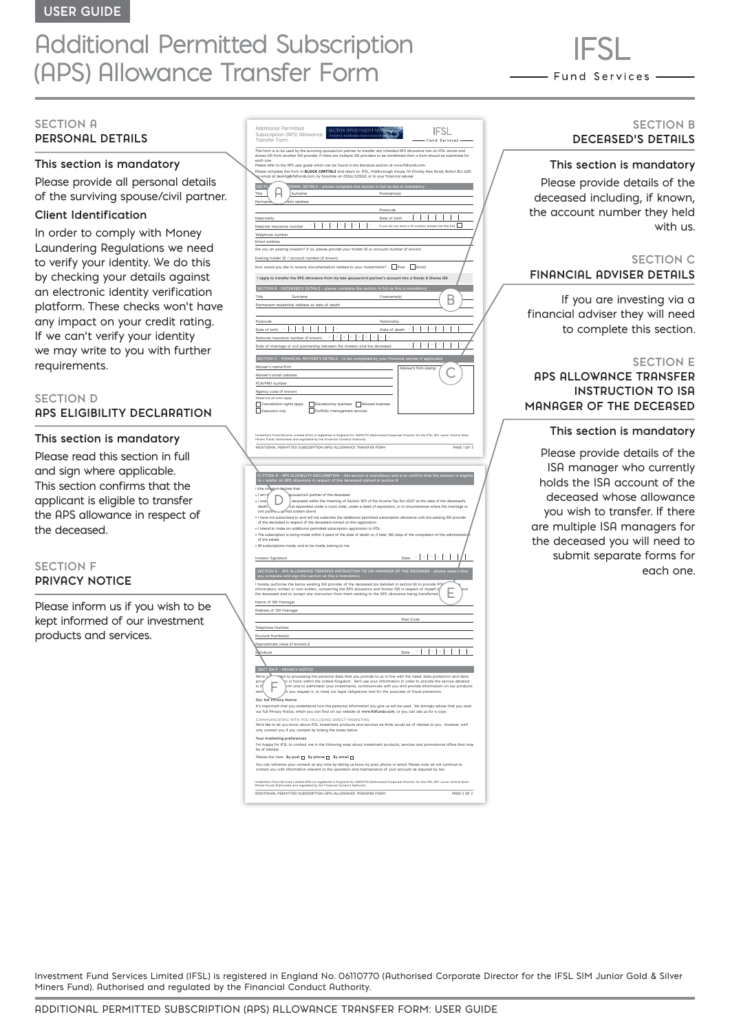USER GUIDE

# Additional Permitted Subscription (APS) Allowance Transfer Form

IFSL Fund Services

## SECTION A
## PERSONAL DETAILS

### This section is mandatory

Please provide all personal details of the surviving spouse/civil partner.

### Client Identification

In order to comply with Money Laundering Regulations we need to verify your identity. We do this by checking your details against an electronic identity verification platform. These checks won't have any impact on your credit rating. If we can't verify your identity we may write to you with further requirements.

## SECTION D
## APS ELIGIBILITY DECLARATION

### This section is mandatory

Please read this section in full and sign where applicable. This section confirms that the applicant is eligible to transfer the APS allowance in respect of the deceased.

## SECTION F
## PRIVACY NOTICE

Please inform us if you wish to be kept informed of our investment products and services.

## SECTION B
## DECEASED'S DETAILS

### This section is mandatory

Please provide details of the deceased including, if known, the account number they held with us.

## SECTION C
## FINANCIAL ADVISER DETAILS

If you are investing via a financial adviser they will need to complete this section.

## SECTION E
## APS ALLOWANCE TRANSFER INSTRUCTION TO ISA MANAGER OF THE DECEASED

### This section is mandatory

Please provide details of the ISA manager who currently holds the ISA account of the deceased whose allowance you wish to transfer. If there are multiple ISA managers for the deceased you will need to submit separate forms for each one.

Investment Fund Services Limited (IFSL) is registered in England No. 06110770 (Authorised Corporate Director for the IFSL SIM Junior Gold & Silver Miners Fund). Authorised and regulated by the Financial Conduct Authority.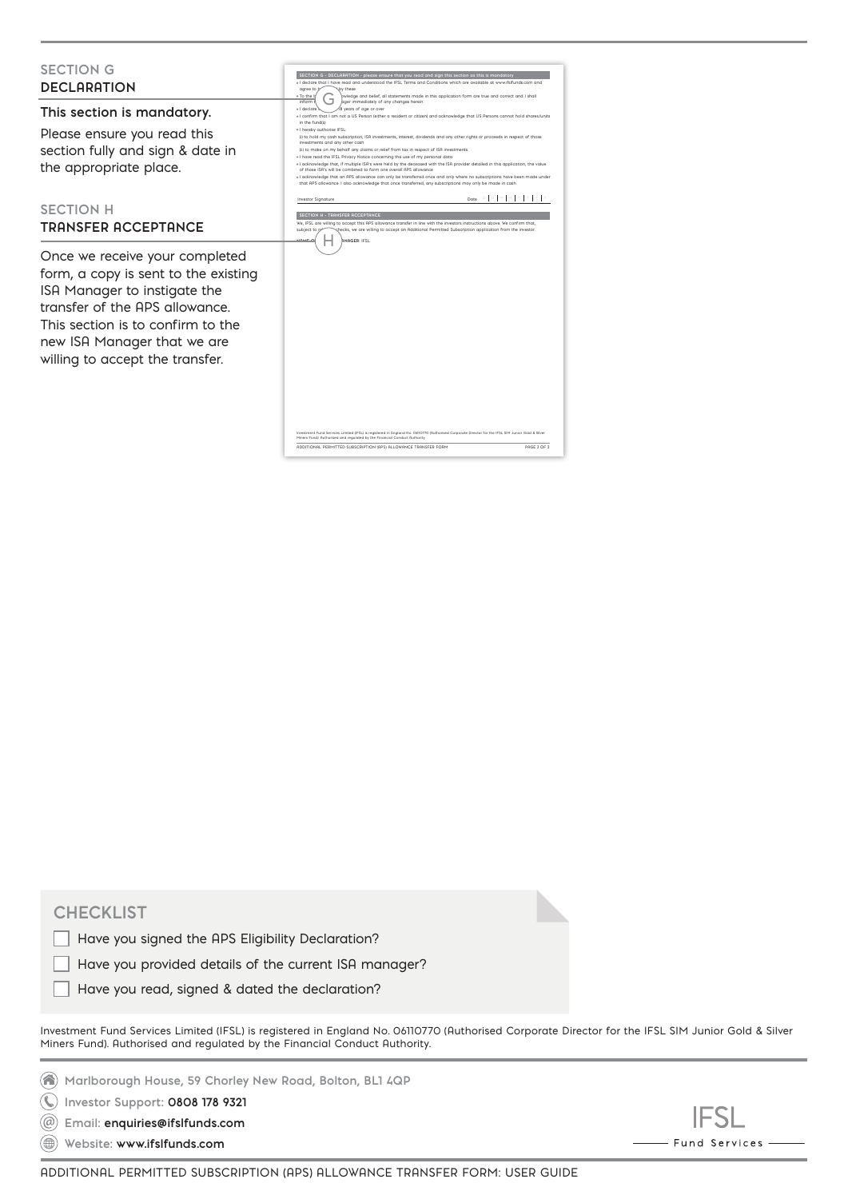## SECTION G
## DECLARATION

**This section is mandatory.**

Please ensure you read this section fully and sign & date in the appropriate place.

## SECTION H
## TRANSFER ACCEPTANCE

Once we receive your completed form, a copy is sent to the existing ISA Manager to instigate the transfer of the APS allowance. This section is to confirm to the new ISA Manager that we are willing to accept the transfer.

SECTION G - DECLARATION - please ensure that you read and sign this section as this is mandatory

- I declare that I have read and understood the IFSL Terms and Conditions which are available at www.ifslfunds.com and agree to be bound by these
- To the best of my knowledge and belief, all statements made in this application form are true and correct and I shall inform the ISA manager immediately of any changes herein
- I declare that I am 18 years of age or over
- I confirm that I am not a US Person (either a resident or citizen) and acknowledge that US Persons cannot hold shares/units in the fund(s)
- I hereby authorise IFSL:
  - (i) to hold my cash subscription, ISA investments, interest, dividends and any other rights or proceeds in respect of those investments and any other cash
  - (ii) to make on my behalf any claims or relief from tax in respect of ISA investments
- I have read the IFSL Privacy Notice concerning the use of my personal data
- I acknowledge that, if multiple ISA's were held by the deceased with the ISA provider detailed in this application, the value of those ISA's will be combined to form one overall APS allowance
- I acknowledge that an APS allowance can only be transferred once and only where no subscriptions have been made under that APS allowance. I also acknowledge that once transferred, any subscriptions may only be made in cash

Investor Signature　　　　Date

SECTION H - TRANSFER ACCEPTANCE

We, IFSL are willing to accept this APS allowance transfer in line with the investors instructions above. We confirm that, subject to our checks, we are willing to accept an Additional Permitted Subscription application from the investor.

NAME OF ISA MANAGER: IFSL

Investment Fund Services Limited (IFSL) is registered in England No. 06110770 (Authorised Corporate Director for the IFSL SIM Junior Gold & Silver Miners Fund). Authorised and regulated by the Financial Conduct Authority.

ADDITIONAL PERMITTED SUBSCRIPTION (APS) ALLOWANCE TRANSFER FORM　PAGE 3 OF 3

## CHECKLIST

- ☐ Have you signed the APS Eligibility Declaration?
- ☐ Have you provided details of the current ISA manager?
- ☐ Have you read, signed & dated the declaration?

Investment Fund Services Limited (IFSL) is registered in England No. 06110770 (Authorised Corporate Director for the IFSL SIM Junior Gold & Silver Miners Fund). Authorised and regulated by the Financial Conduct Authority.

Marlborough House, 59 Chorley New Road, Bolton, BL1 4QP

Investor Support: **0808 178 9321**

Email: **enquiries@ifslfunds.com**

Website: **www.ifslfunds.com**

IFSL Fund Services